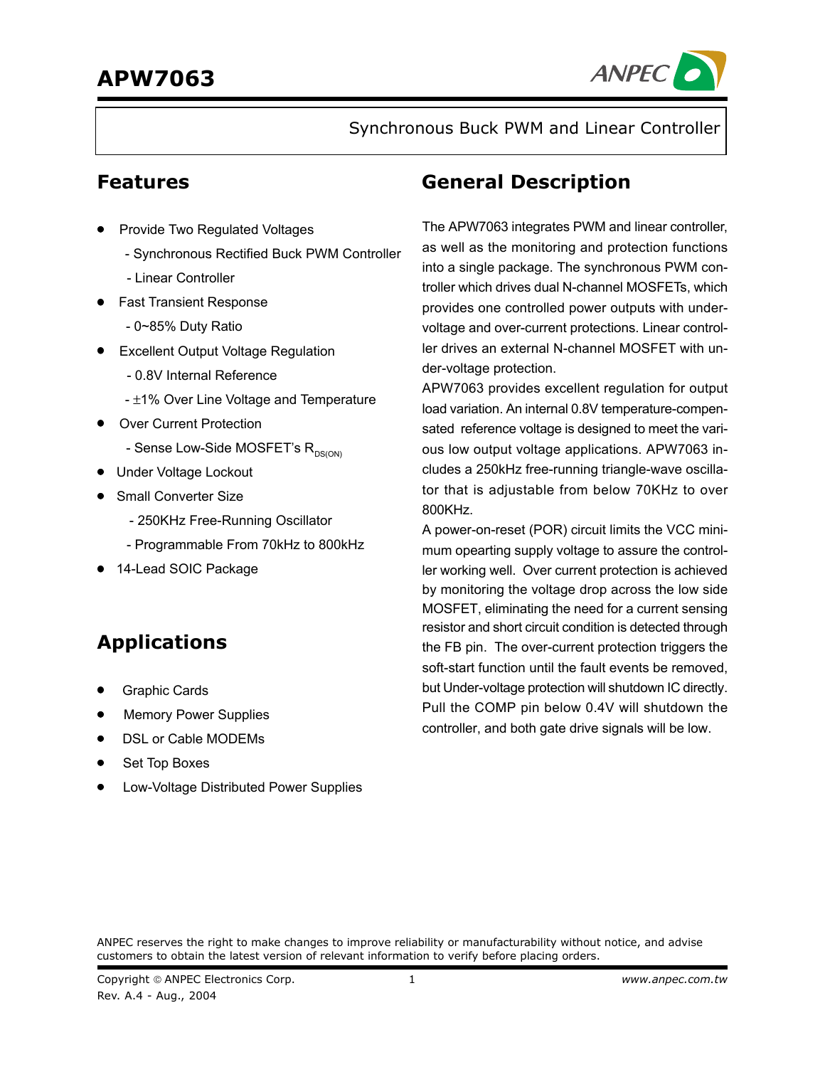# APW7063

Synchronous Buck PWM and Linear Controller

## Features

- Provide Two Regulated Voltages
  - Synchronous Rectified Buck PWM Controller
  - Linear Controller
- Fast Transient Response
  - 0~85% Duty Ratio
- Excellent Output Voltage Regulation
  - 0.8V Internal Reference
  - ±1% Over Line Voltage and Temperature
- Over Current Protection
  - Sense Low-Side MOSFET's $R_{DS(ON)}$
- Under Voltage Lockout
- Small Converter Size
  - 250KHz Free-Running Oscillator
  - Programmable From 70kHz to 800kHz
- 14-Lead SOIC Package

## Applications

- Graphic Cards
- Memory Power Supplies
- DSL or Cable MODEMs
- Set Top Boxes
- Low-Voltage Distributed Power Supplies

## General Description

The APW7063 integrates PWM and linear controller, as well as the monitoring and protection functions into a single package. The synchronous PWM controller which drives dual N-channel MOSFETs, which provides one controlled power outputs with under-voltage and over-current protections. Linear controller drives an external N-channel MOSFET with under-voltage protection.

APW7063 provides excellent regulation for output load variation. An internal 0.8V temperature-compensated reference voltage is designed to meet the various low output voltage applications. APW7063 includes a 250kHz free-running triangle-wave oscillator that is adjustable from below 70KHz to over 800KHz.

A power-on-reset (POR) circuit limits the VCC minimum opearting supply voltage to assure the controller working well. Over current protection is achieved by monitoring the voltage drop across the low side MOSFET, eliminating the need for a current sensing resistor and short circuit condition is detected through the FB pin. The over-current protection triggers the soft-start function until the fault events be removed, but Under-voltage protection will shutdown IC directly. Pull the COMP pin below 0.4V will shutdown the controller, and both gate drive signals will be low.

ANPEC reserves the right to make changes to improve reliability or manufacturability without notice, and advise customers to obtain the latest version of relevant information to verify before placing orders.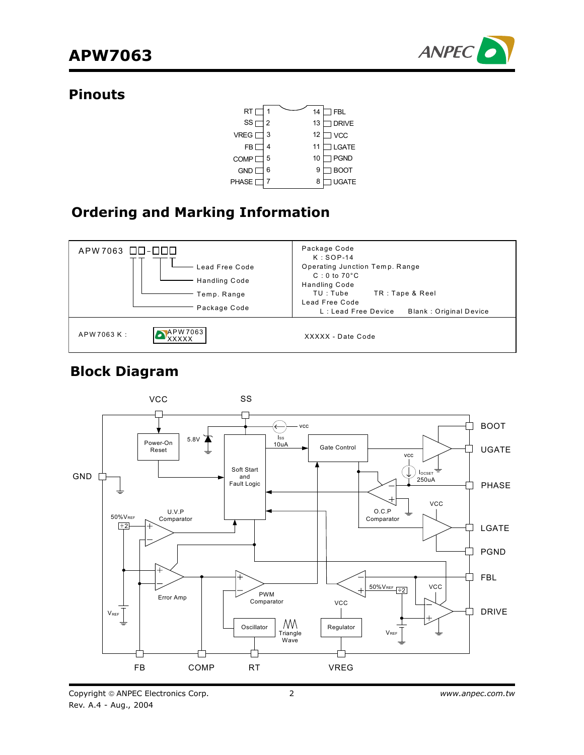## Pinouts

| Pin | Name | Pin | Name |
|---|---|---|---|
| 1 | RT | 14 | FBL |
| 2 | SS | 13 | DRIVE |
| 3 | VREG | 12 | VCC |
| 4 | FB | 11 | LGATE |
| 5 | COMP | 10 | PGND |
| 6 | GND | 9 | BOOT |
| 7 | PHASE | 8 | UGATE |

## Ordering and Marking Information

| | |
|---|---|
| APW7063 □□-□□□<br>Lead Free Code<br>Handling Code<br>Temp. Range<br>Package Code | Package Code<br>K : SOP-14<br>Operating Junction Temp. Range<br>C : 0 to 70°C<br>Handling Code<br>TU : Tube TR : Tape & Reel<br>Lead Free Code<br>L : Lead Free Device Blank : Original Device |
| APW7063 K : APW7063 XXXXX | XXXXX - Date Code |

## Block Diagram

Pins: VCC, SS, GND, FB, COMP, RT, VREG, BOOT, UGATE, PHASE, LGATE, PGND, FBL, DRIVE

Blocks: Power-On Reset, 5.8V, Soft Start and Fault Logic, $I_{SS}$ 10uA, Gate Control, $I_{OCSET}$ 250uA, O.C.P Comparator, U.V.P Comparator, 50%$V_{REF}$ ÷2, Error Amp, $V_{REF}$, PWM Comparator, Oscillator, Triangle Wave, Regulator, 50%$V_{REF}$ ÷2, $V_{REF}$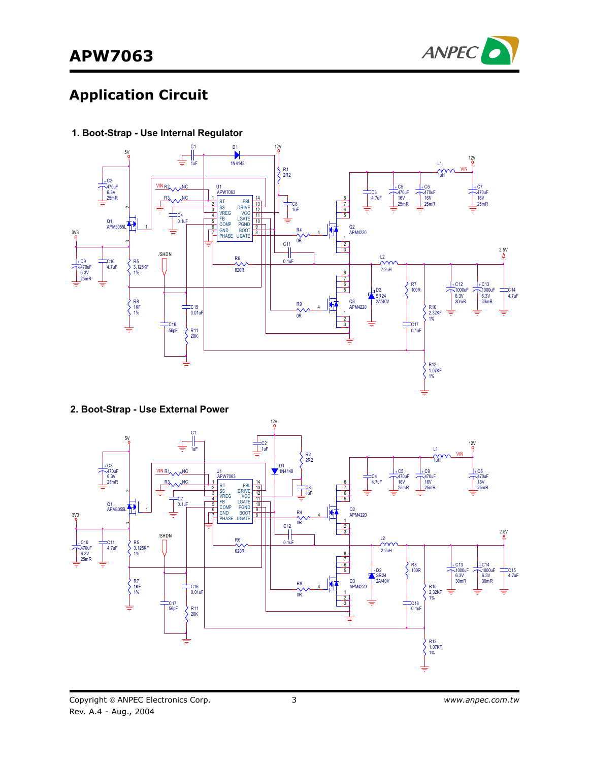## Application Circuit

### 1. Boot-Strap - Use Internal Regulator

### 2. Boot-Strap - Use External Power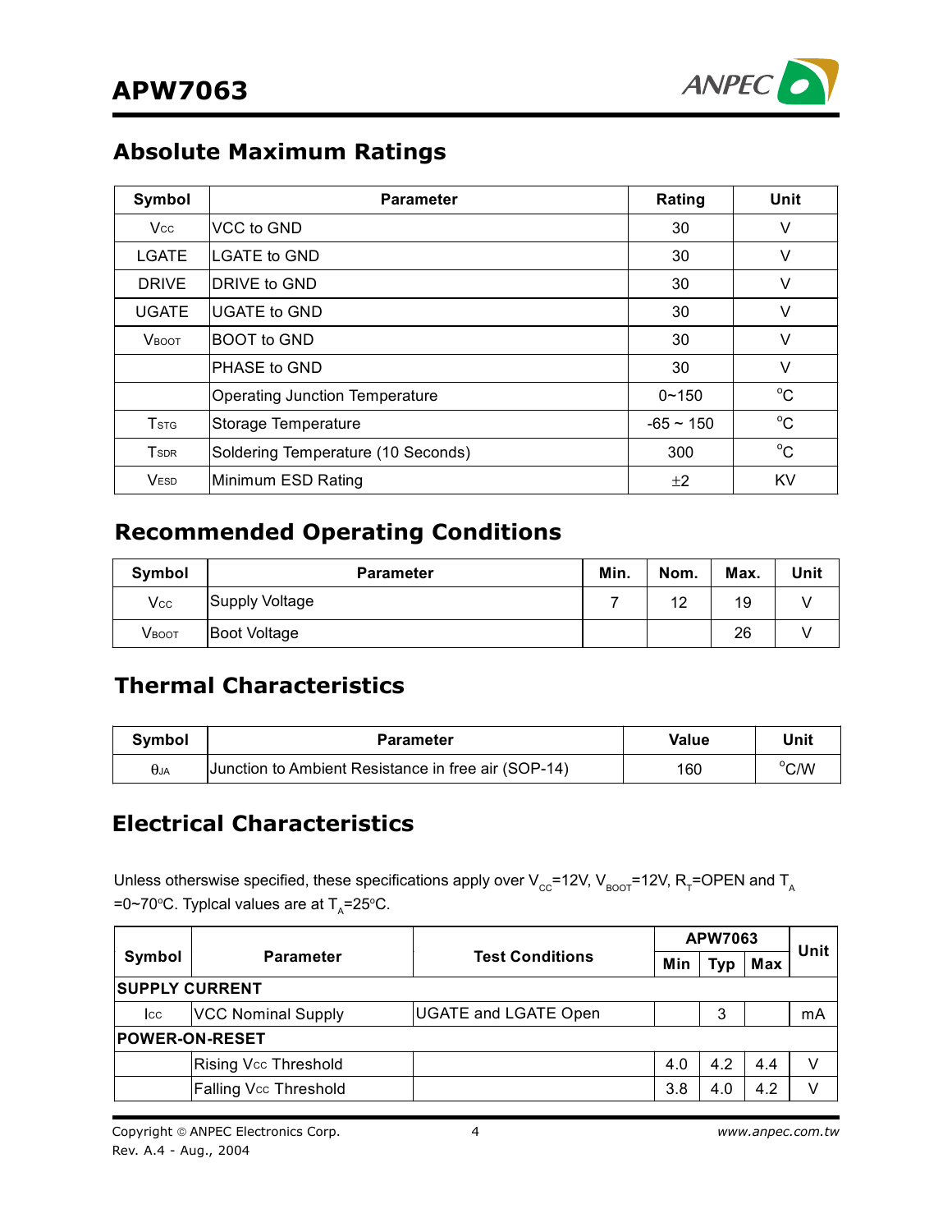## Absolute Maximum Ratings

| Symbol | Parameter | Rating | Unit |
|---|---|---|---|
| $V_{CC}$ | VCC to GND | 30 | V |
| LGATE | LGATE to GND | 30 | V |
| DRIVE | DRIVE to GND | 30 | V |
| UGATE | UGATE to GND | 30 | V |
| $V_{BOOT}$ | BOOT to GND | 30 | V |
| | PHASE to GND | 30 | V |
| | Operating Junction Temperature | 0~150 | °C |
| $T_{STG}$ | Storage Temperature | -65 ~ 150 | °C |
| $T_{SDR}$ | Soldering Temperature (10 Seconds) | 300 | °C |
| $V_{ESD}$ | Minimum ESD Rating | ±2 | KV |

## Recommended Operating Conditions

| Symbol | Parameter | Min. | Nom. | Max. | Unit |
|---|---|---|---|---|---|
| $V_{CC}$ | Supply Voltage | 7 | 12 | 19 | V |
| $V_{BOOT}$ | Boot Voltage | | | 26 | V |

## Thermal Characteristics

| Symbol | Parameter | Value | Unit |
|---|---|---|---|
| $\theta_{JA}$ | Junction to Ambient Resistance in free air (SOP-14) | 160 | °C/W |

## Electrical Characteristics

Unless otherswise specified, these specifications apply over $V_{CC}$=12V, $V_{BOOT}$=12V, $R_T$=OPEN and $T_A$ =0~70°C. Typlcal values are at $T_A$=25°C.

| Symbol | Parameter | Test Conditions | APW7063 | | | Unit |
|---|---|---|---|---|---|---|
| | | | Min | Typ | Max | |
| **SUPPLY CURRENT** | | | | | | |
| $I_{CC}$ | VCC Nominal Supply | UGATE and LGATE Open | | 3 | | mA |
| **POWER-ON-RESET** | | | | | | |
| | Rising $V_{CC}$ Threshold | | 4.0 | 4.2 | 4.4 | V |
| | Falling $V_{CC}$ Threshold | | 3.8 | 4.0 | 4.2 | V |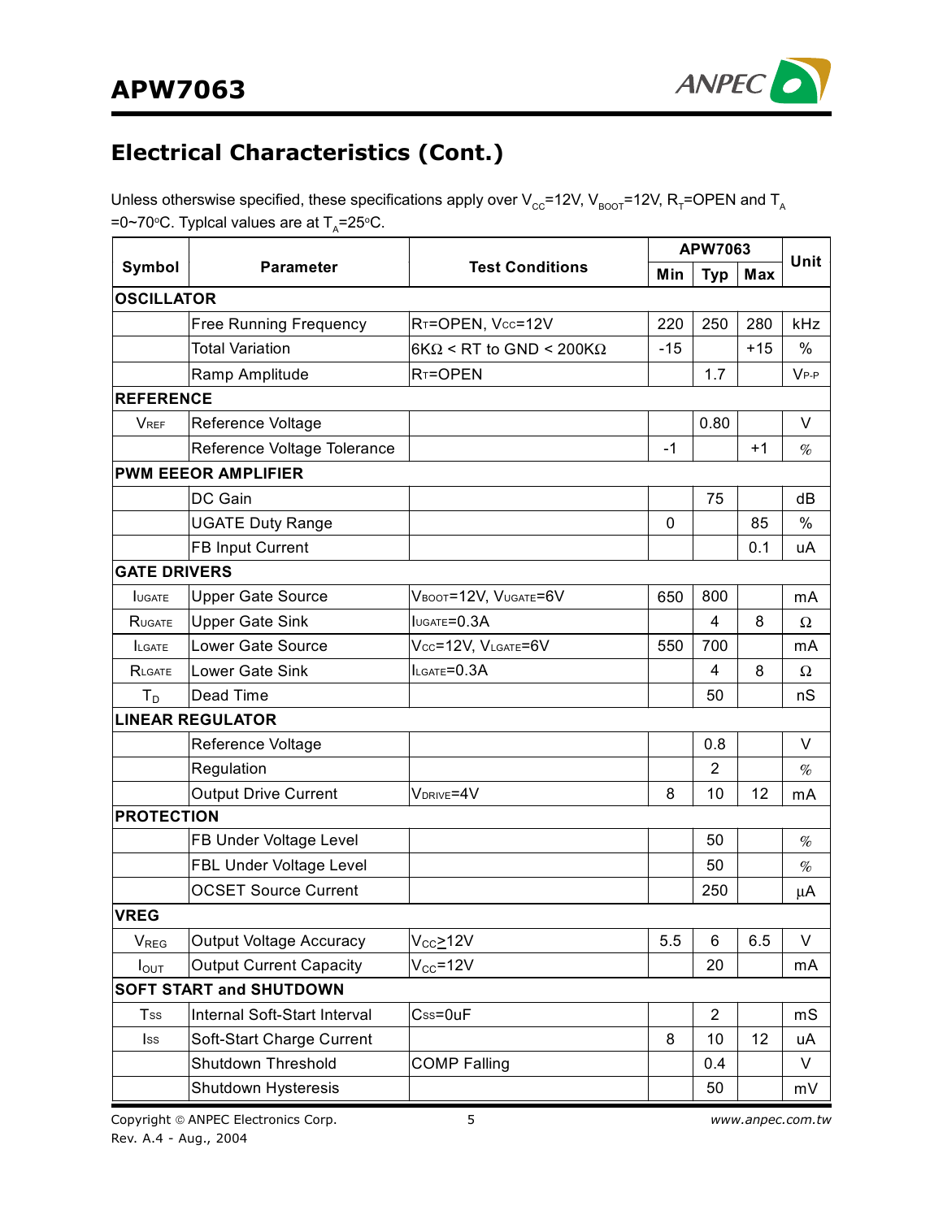## Electrical Characteristics (Cont.)

Unless otherswise specified, these specifications apply over $V_{CC}$=12V, $V_{BOOT}$=12V, $R_T$=OPEN and $T_A$ =0~70°C. Typlcal values are at $T_A$=25°C.

| Symbol | Parameter | Test Conditions | APW7063 | | | Unit |
|---|---|---|---|---|---|---|
| | | | Min | Typ | Max | |
| **OSCILLATOR** | | | | | | |
| | Free Running Frequency | $R_T$=OPEN, $V_{CC}$=12V | 220 | 250 | 280 | kHz |
| | Total Variation | 6KΩ < RT to GND < 200KΩ | -15 | | +15 | % |
| | Ramp Amplitude | $R_T$=OPEN | | 1.7 | | $V_{P-P}$ |
| **REFERENCE** | | | | | | |
| $V_{REF}$ | Reference Voltage | | | 0.80 | | V |
| | Reference Voltage Tolerance | | -1 | | +1 | % |
| **PWM EEEOR AMPLIFIER** | | | | | | |
| | DC Gain | | | 75 | | dB |
| | UGATE Duty Range | | 0 | | 85 | % |
| | FB Input Current | | | | 0.1 | uA |
| **GATE DRIVERS** | | | | | | |
| $I_{UGATE}$ | Upper Gate Source | $V_{BOOT}$=12V, $V_{UGATE}$=6V | 650 | 800 | | mA |
| $R_{UGATE}$ | Upper Gate Sink | $I_{UGATE}$=0.3A | | 4 | 8 | Ω |
| $I_{LGATE}$ | Lower Gate Source | $V_{CC}$=12V, $V_{LGATE}$=6V | 550 | 700 | | mA |
| $R_{LGATE}$ | Lower Gate Sink | $I_{LGATE}$=0.3A | | 4 | 8 | Ω |
| $T_D$ | Dead Time | | | 50 | | nS |
| **LINEAR REGULATOR** | | | | | | |
| | Reference Voltage | | | 0.8 | | V |
| | Regulation | | | 2 | | % |
| | Output Drive Current | $V_{DRIVE}$=4V | 8 | 10 | 12 | mA |
| **PROTECTION** | | | | | | |
| | FB Under Voltage Level | | | 50 | | % |
| | FBL Under Voltage Level | | | 50 | | % |
| | OCSET Source Current | | | 250 | | μA |
| **VREG** | | | | | | |
| $V_{REG}$ | Output Voltage Accuracy | $V_{CC}$≥12V | 5.5 | 6 | 6.5 | V |
| $I_{OUT}$ | Output Current Capacity | $V_{CC}$=12V | | 20 | | mA |
| **SOFT START and SHUTDOWN** | | | | | | |
| $T_{SS}$ | Internal Soft-Start Interval | $C_{SS}$=0uF | | 2 | | mS |
| $I_{SS}$ | Soft-Start Charge Current | | 8 | 10 | 12 | uA |
| | Shutdown Threshold | COMP Falling | | 0.4 | | V |
| | Shutdown Hysteresis | | | 50 | | mV |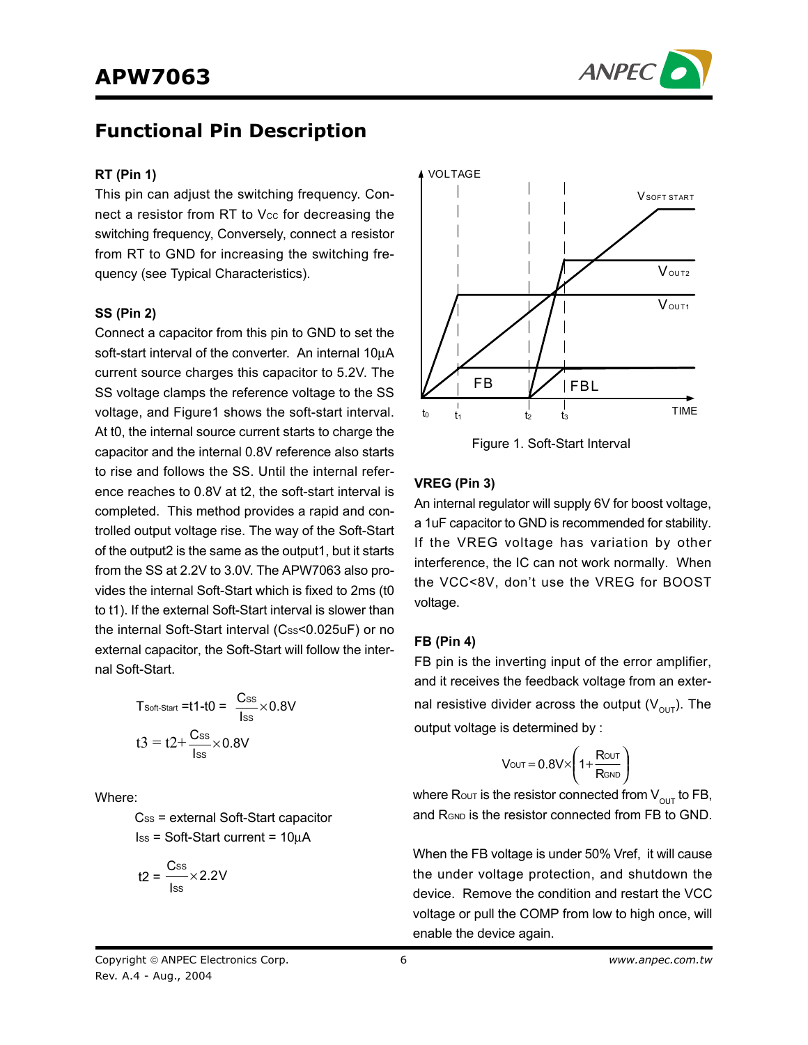## Functional Pin Description

### RT (Pin 1)

This pin can adjust the switching frequency. Connect a resistor from RT to $V_{CC}$ for decreasing the switching frequency, Conversely, connect a resistor from RT to GND for increasing the switching frequency (see Typical Characteristics).

### SS (Pin 2)

Connect a capacitor from this pin to GND to set the soft-start interval of the converter. An internal 10µA current source charges this capacitor to 5.2V. The SS voltage clamps the reference voltage to the SS voltage, and Figure1 shows the soft-start interval. At t0, the internal source current starts to charge the capacitor and the internal 0.8V reference also starts to rise and follows the SS. Until the internal reference reaches to 0.8V at t2, the soft-start interval is completed. This method provides a rapid and controlled output voltage rise. The way of the Soft-Start of the output2 is the same as the output1, but it starts from the SS at 2.2V to 3.0V. The APW7063 also provides the internal Soft-Start which is fixed to 2ms (t0 to t1). If the external Soft-Start interval is slower than the internal Soft-Start interval ($C_{SS}$<0.025uF) or no external capacitor, the Soft-Start will follow the internal Soft-Start.

$$T_{Soft\text{-}Start} = t1 - t0 = \frac{C_{SS}}{I_{SS}} \times 0.8V$$

$$t3 = t2 + \frac{C_{SS}}{I_{SS}} \times 0.8V$$

Where:

$C_{SS}$ = external Soft-Start capacitor

$I_{SS}$ = Soft-Start current = 10µA

$$t2 = \frac{C_{SS}}{I_{SS}} \times 2.2V$$

Figure 1. Soft-Start Interval

### VREG (Pin 3)

An internal regulator will supply 6V for boost voltage, a 1uF capacitor to GND is recommended for stability. If the VREG voltage has variation by other interference, the IC can not work normally. When the VCC<8V, don't use the VREG for BOOST voltage.

### FB (Pin 4)

FB pin is the inverting input of the error amplifier, and it receives the feedback voltage from an external resistive divider across the output ($V_{OUT}$). The output voltage is determined by :

$$V_{OUT} = 0.8V \times \left(1 + \frac{R_{OUT}}{R_{GND}}\right)$$

where $R_{OUT}$ is the resistor connected from $V_{OUT}$ to FB, and $R_{GND}$ is the resistor connected from FB to GND.

When the FB voltage is under 50% Vref, it will cause the under voltage protection, and shutdown the device. Remove the condition and restart the VCC voltage or pull the COMP from low to high once, will enable the device again.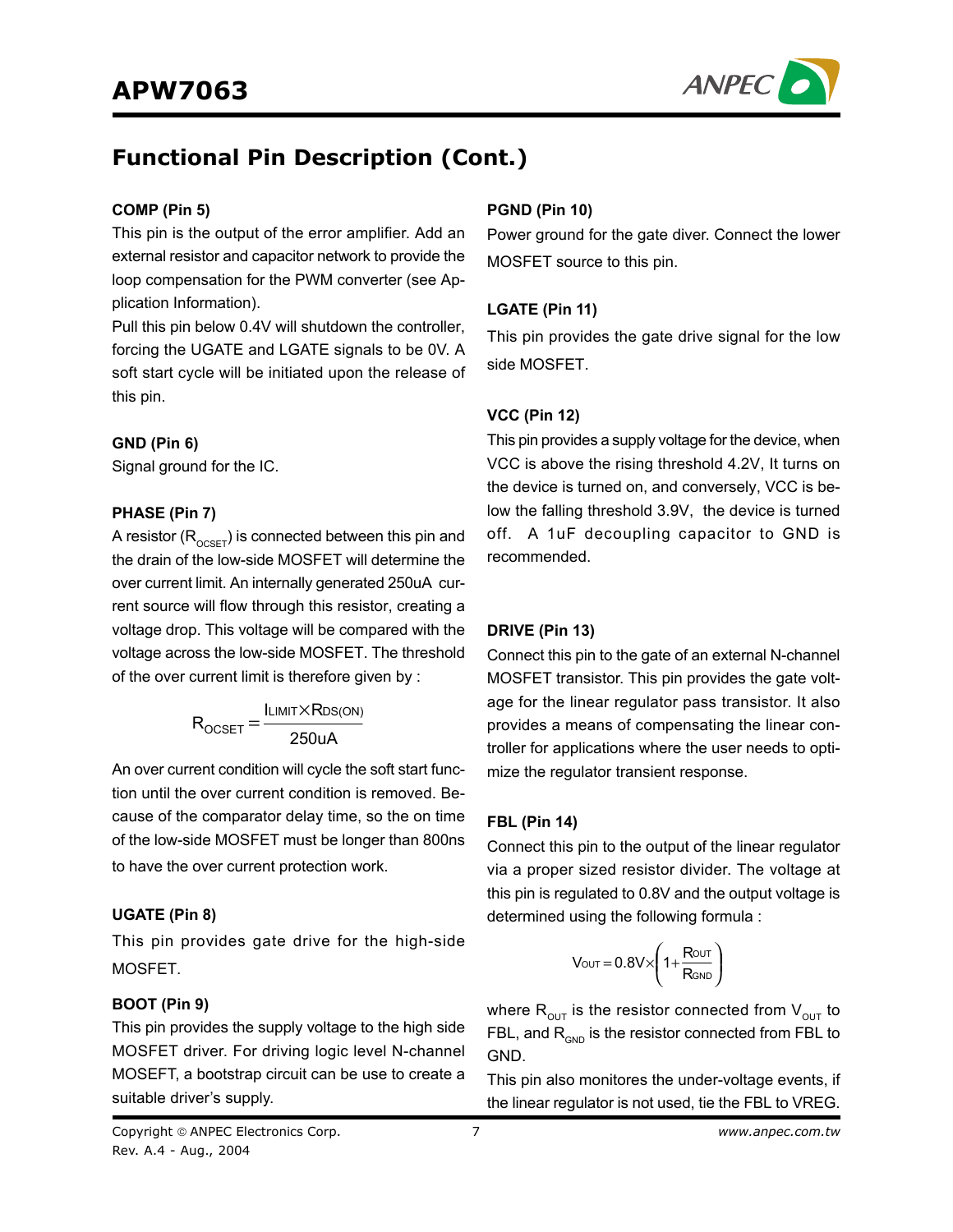## Functional Pin Description (Cont.)

**COMP (Pin 5)**

This pin is the output of the error amplifier. Add an external resistor and capacitor network to provide the loop compensation for the PWM converter (see Application Information).

Pull this pin below 0.4V will shutdown the controller, forcing the UGATE and LGATE signals to be 0V. A soft start cycle will be initiated upon the release of this pin.

**GND (Pin 6)**

Signal ground for the IC.

**PHASE (Pin 7)**

A resistor ($R_{OCSET}$) is connected between this pin and the drain of the low-side MOSFET will determine the over current limit. An internally generated 250uA current source will flow through this resistor, creating a voltage drop. This voltage will be compared with the voltage across the low-side MOSFET. The threshold of the over current limit is therefore given by :

$$R_{OCSET} = \frac{I_{LIMIT} \times R_{DS(ON)}}{250uA}$$

An over current condition will cycle the soft start function until the over current condition is removed. Because of the comparator delay time, so the on time of the low-side MOSFET must be longer than 800ns to have the over current protection work.

**UGATE (Pin 8)**

This pin provides gate drive for the high-side MOSFET.

**BOOT (Pin 9)**

This pin provides the supply voltage to the high side MOSFET driver. For driving logic level N-channel MOSEFT, a bootstrap circuit can be use to create a suitable driver's supply.

**PGND (Pin 10)**

Power ground for the gate diver. Connect the lower MOSFET source to this pin.

**LGATE (Pin 11)**

This pin provides the gate drive signal for the low side MOSFET.

**VCC (Pin 12)**

This pin provides a supply voltage for the device, when VCC is above the rising threshold 4.2V, It turns on the device is turned on, and conversely, VCC is below the falling threshold 3.9V, the device is turned off. A 1uF decoupling capacitor to GND is recommended.

**DRIVE (Pin 13)**

Connect this pin to the gate of an external N-channel MOSFET transistor. This pin provides the gate voltage for the linear regulator pass transistor. It also provides a means of compensating the linear controller for applications where the user needs to optimize the regulator transient response.

**FBL (Pin 14)**

Connect this pin to the output of the linear regulator via a proper sized resistor divider. The voltage at this pin is regulated to 0.8V and the output voltage is determined using the following formula :

$$V_{OUT} = 0.8V \times \left(1 + \frac{R_{OUT}}{R_{GND}}\right)$$

where $R_{OUT}$ is the resistor connected from $V_{OUT}$ to FBL, and $R_{GND}$ is the resistor connected from FBL to GND.

This pin also monitores the under-voltage events, if the linear regulator is not used, tie the FBL to VREG.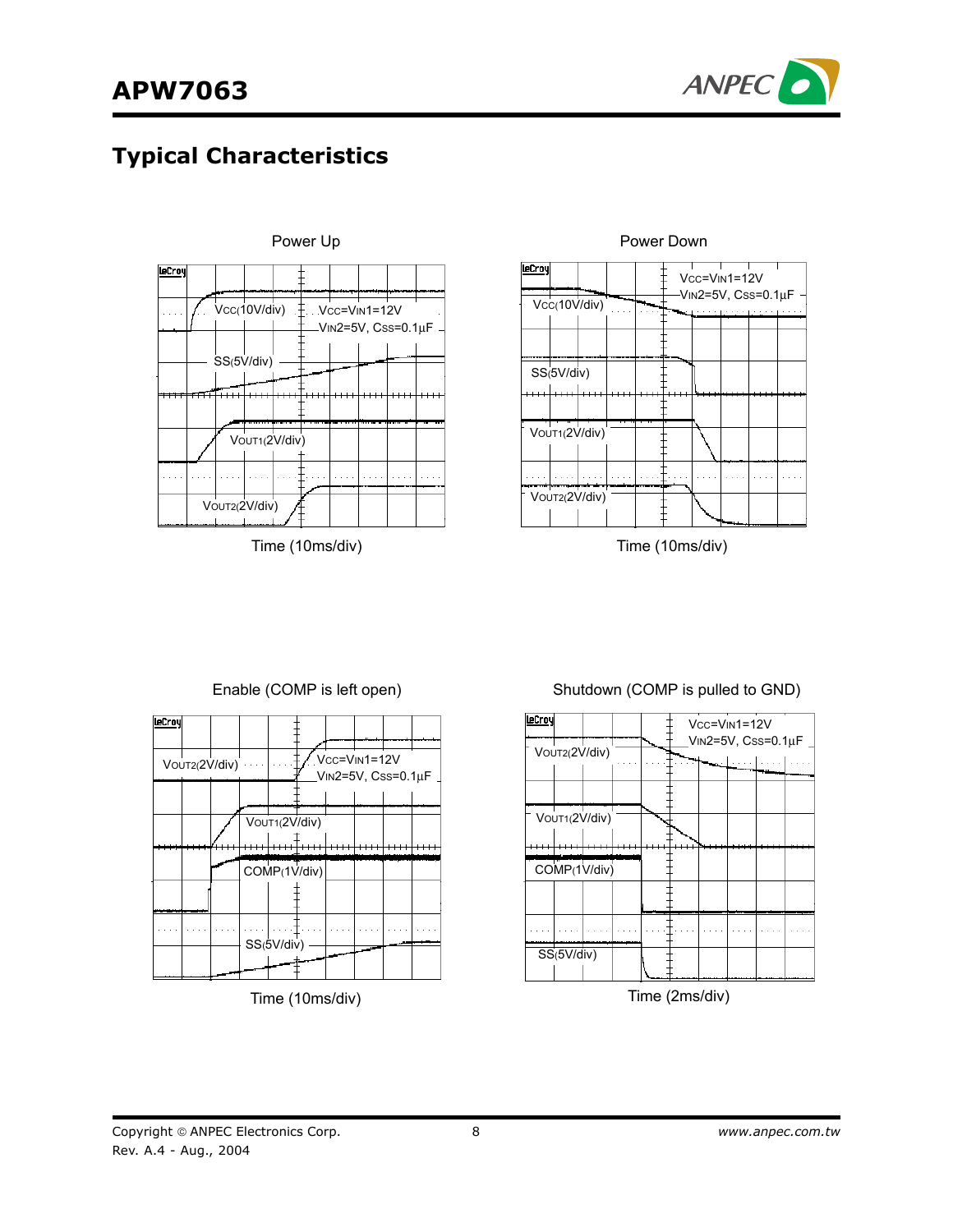## Typical Characteristics

Power Up

$V_{CC}$(10V/div)   $V_{CC}$=$V_{IN1}$=12V, $V_{IN2}$=5V, $C_{SS}$=0.1µF

SS(5V/div)

$V_{OUT1}$(2V/div)

$V_{OUT2}$(2V/div)

Time (10ms/div)

Power Down

$V_{CC}$=$V_{IN1}$=12V, $V_{IN2}$=5V, $C_{SS}$=0.1µF

$V_{CC}$(10V/div)

SS(5V/div)

$V_{OUT1}$(2V/div)

$V_{OUT2}$(2V/div)

Time (10ms/div)

Enable (COMP is left open)

$V_{OUT2}$(2V/div)   $V_{CC}$=$V_{IN1}$=12V, $V_{IN2}$=5V, $C_{SS}$=0.1µF

$V_{OUT1}$(2V/div)

COMP(1V/div)

SS(5V/div)

Time (10ms/div)

Shutdown (COMP is pulled to GND)

$V_{CC}$=$V_{IN1}$=12V, $V_{IN2}$=5V, $C_{SS}$=0.1µF

$V_{OUT2}$(2V/div)

$V_{OUT1}$(2V/div)

COMP(1V/div)

SS(5V/div)

Time (2ms/div)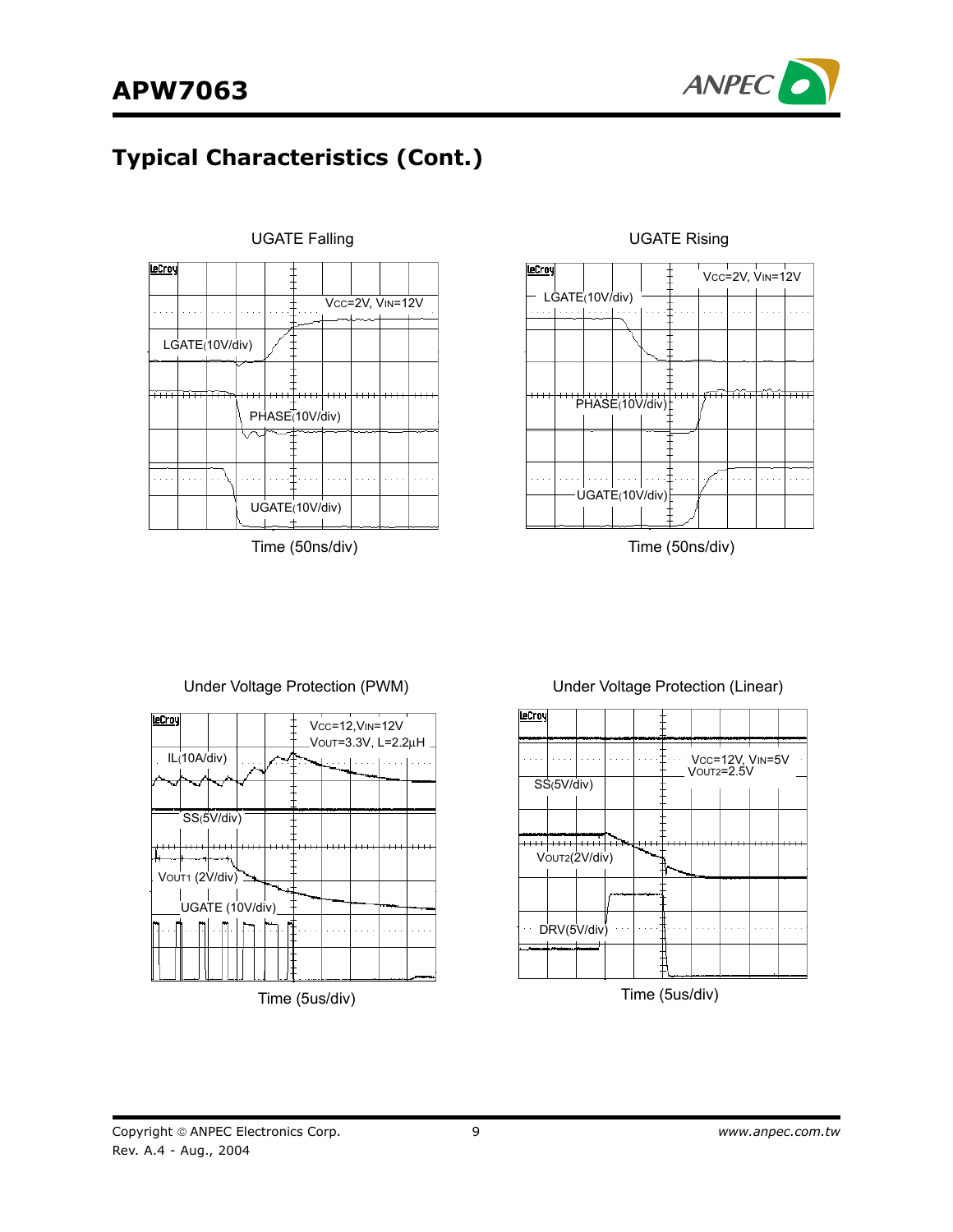## Typical Characteristics (Cont.)

UGATE Falling

$V_{CC}$=2V, $V_{IN}$=12V

LGATE(10V/div)

PHASE(10V/div)

UGATE(10V/div)

Time (50ns/div)

UGATE Rising

$V_{CC}$=2V, $V_{IN}$=12V

LGATE(10V/div)

PHASE(10V/div)

UGATE(10V/div)

Time (50ns/div)

Under Voltage Protection (PWM)

$V_{CC}$=12,$V_{IN}$=12V
$V_{OUT}$=3.3V, L=2.2μH

IL(10A/div)

SS(5V/div)

$V_{OUT1}$ (2V/div)

UGATE (10V/div)

Time (5us/div)

Under Voltage Protection (Linear)

$V_{CC}$=12V, $V_{IN}$=5V
$V_{OUT2}$=2.5V

SS(5V/div)

$V_{OUT2}$(2V/div)

DRV(5V/div)

Time (5us/div)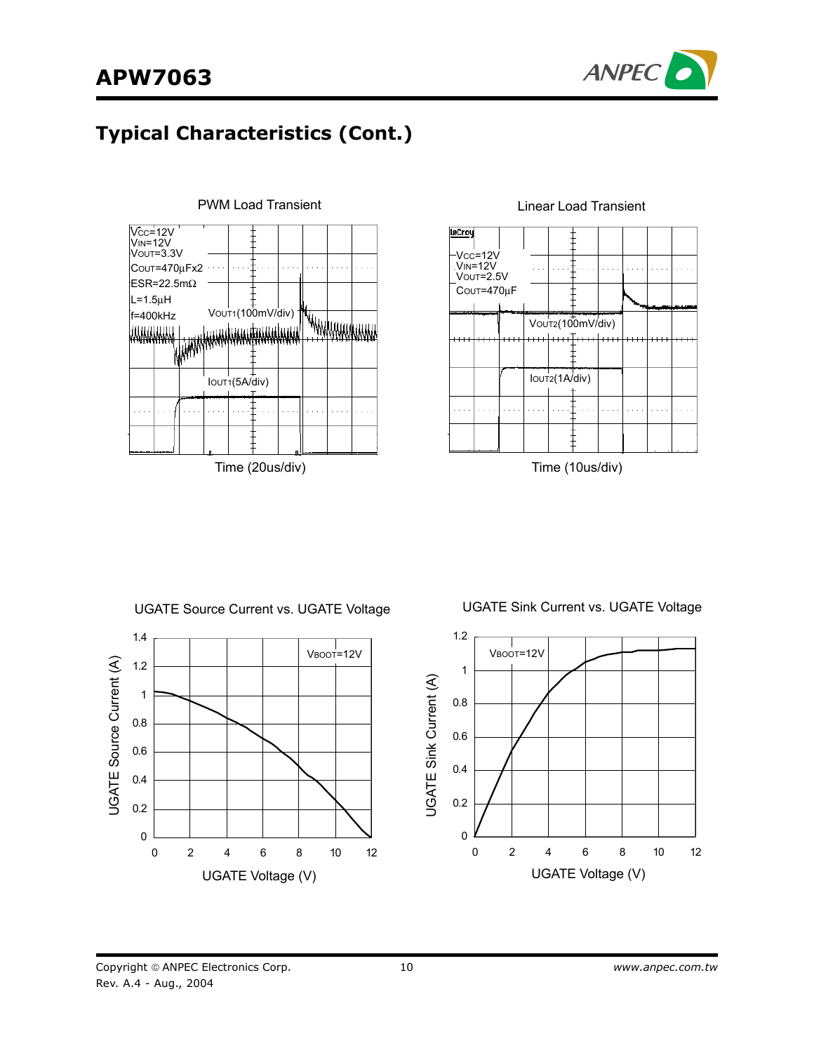## Typical Characteristics (Cont.)

PWM Load Transient

$V_{CC}$=12V
$V_{IN}$=12V
$V_{OUT}$=3.3V
$C_{OUT}$=470µFx2
ESR=22.5mΩ
L=1.5µH
f=400kHz

$V_{OUT1}$(100mV/div)

$I_{OUT1}$(5A/div)

Time (20us/div)

Linear Load Transient

$V_{CC}$=12V
$V_{IN}$=12V
$V_{OUT}$=2.5V
$C_{OUT}$=470µF

$V_{OUT2}$(100mV/div)

$I_{OUT2}$(1A/div)

Time (10us/div)

UGATE Source Current vs. UGATE Voltage

$V_{BOOT}$=12V

UGATE Source Current (A)

UGATE Voltage (V)

UGATE Sink Current vs. UGATE Voltage

$V_{BOOT}$=12V

UGATE Sink Current (A)

UGATE Voltage (V)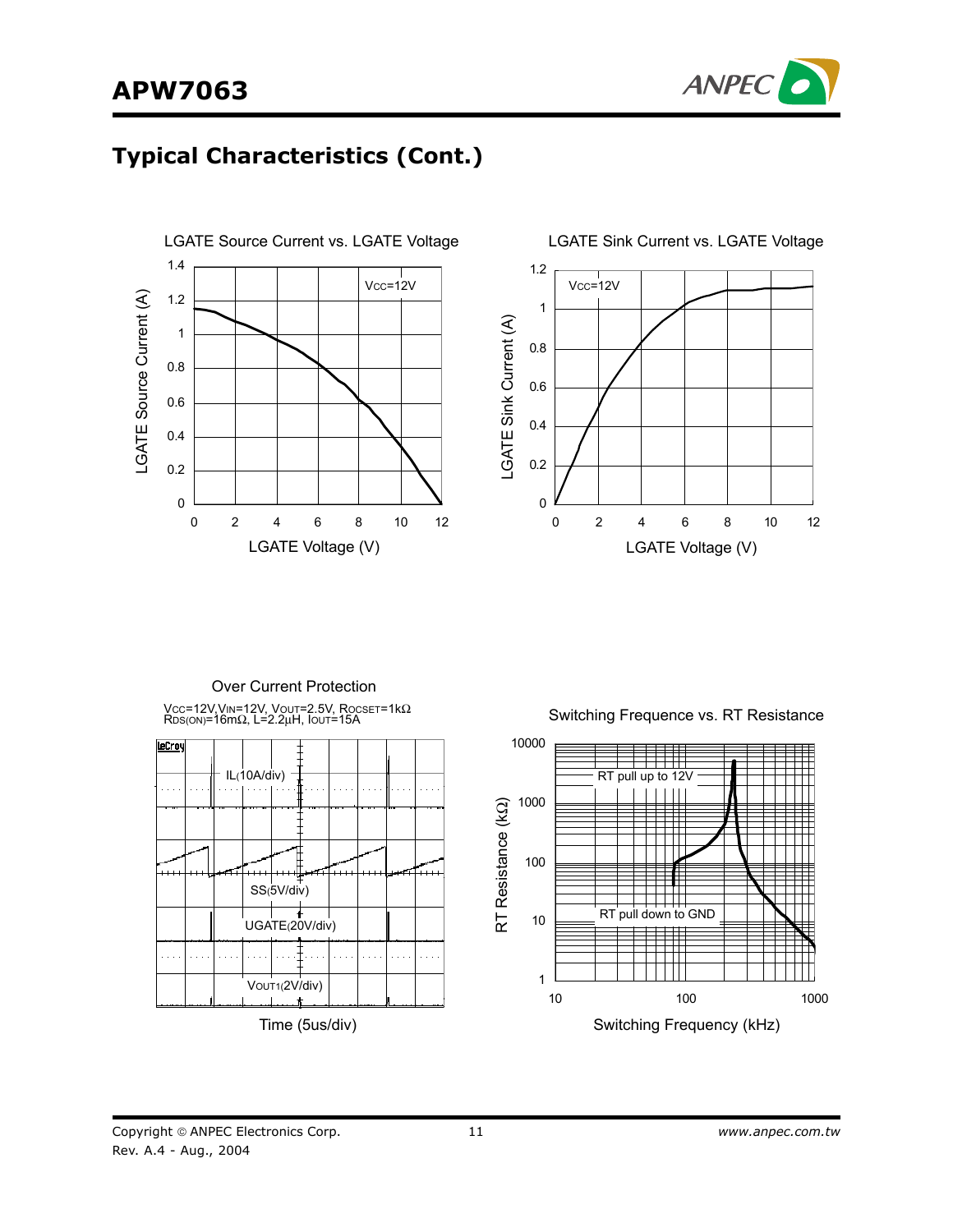## Typical Characteristics (Cont.)

LGATE Source Current vs. LGATE Voltage

$V_{CC}$=12V

LGATE Source Current (A) vs. LGATE Voltage (V)

LGATE Sink Current vs. LGATE Voltage

$V_{CC}$=12V

LGATE Sink Current (A) vs. LGATE Voltage (V)

Over Current Protection

$V_{CC}$=12V, $V_{IN}$=12V, $V_{OUT}$=2.5V, $R_{OCSET}$=1kΩ
$R_{DS(ON)}$=16mΩ, L=2.2μH, $I_{OUT}$=15A

IL(10A/div)

SS(5V/div)

UGATE(20V/div)

$V_{OUT1}$(2V/div)

Time (5us/div)

Switching Frequence vs. RT Resistance

RT pull up to 12V

RT pull down to GND

RT Resistance (kΩ) vs. Switching Frequency (kHz)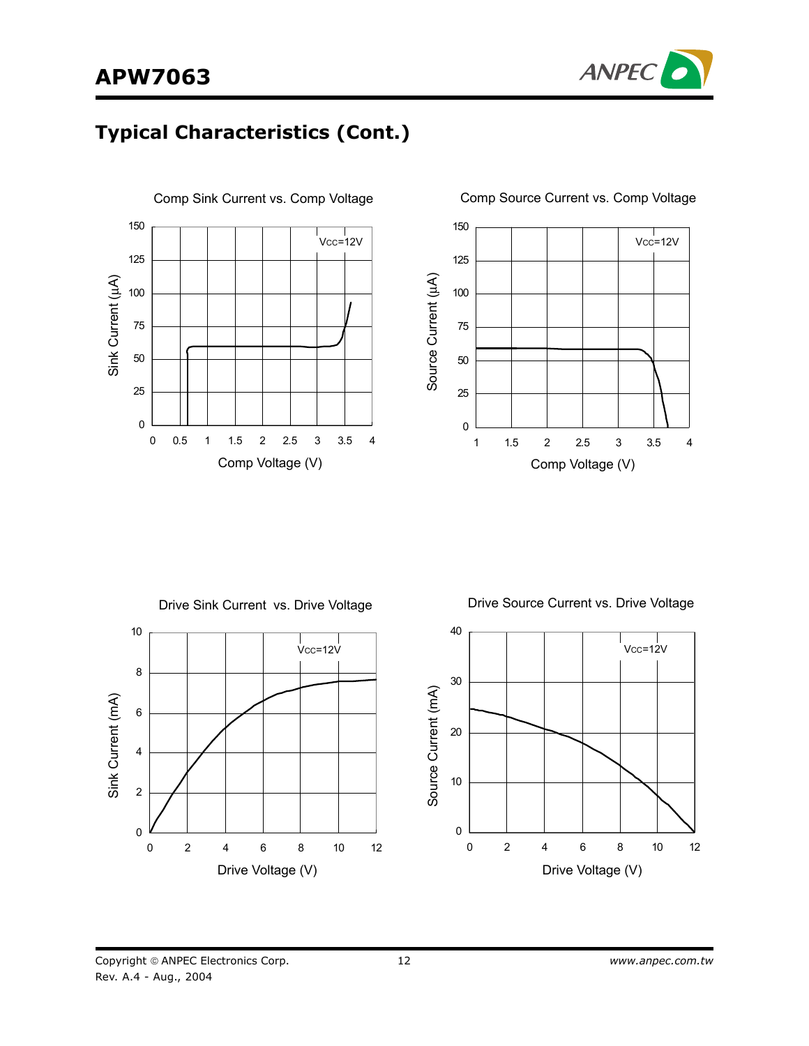## Typical Characteristics (Cont.)

Comp Sink Current vs. Comp Voltage

Comp Source Current vs. Comp Voltage

Drive Sink Current vs. Drive Voltage

Drive Source Current vs. Drive Voltage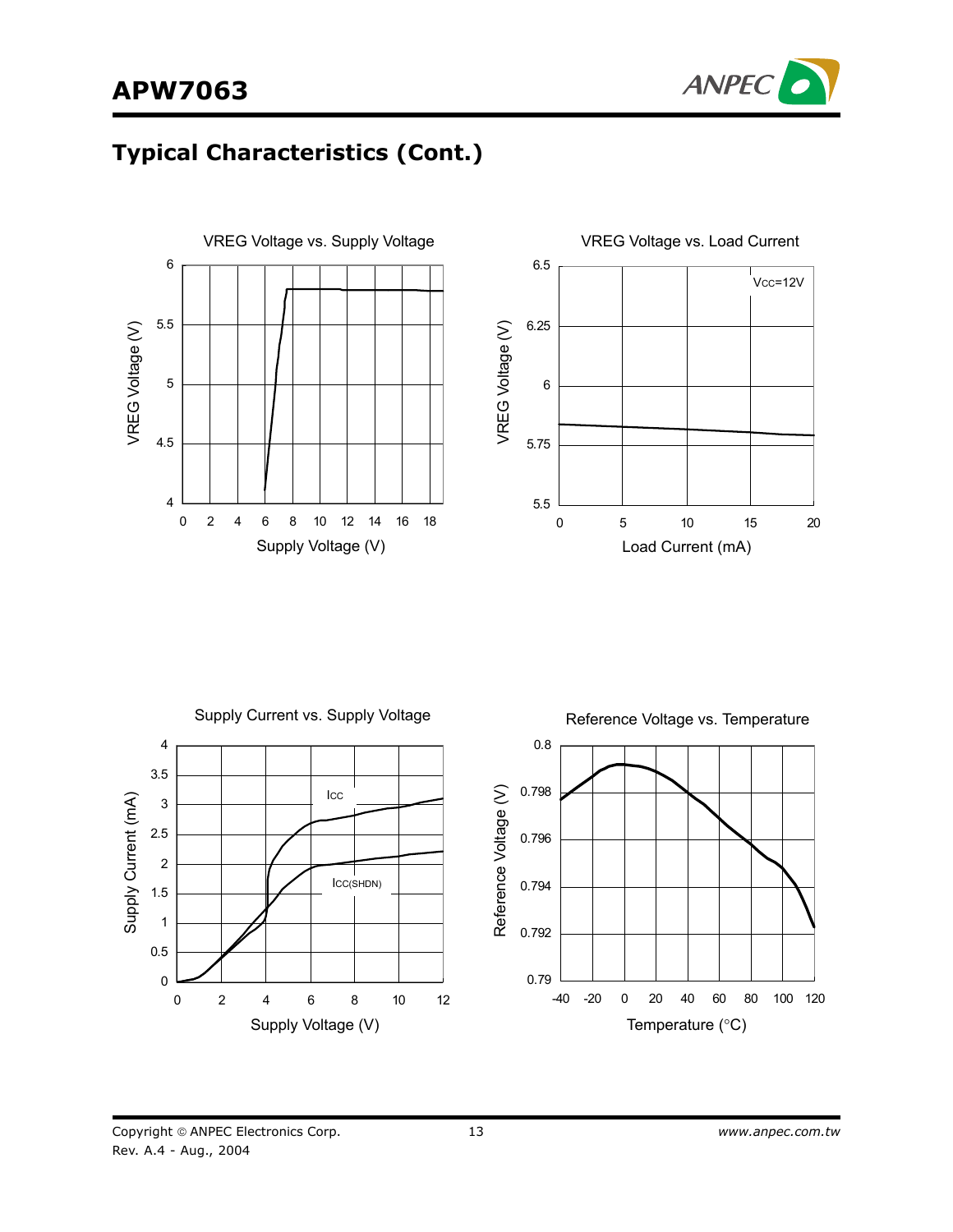## Typical Characteristics (Cont.)

VREG Voltage vs. Supply Voltage

VREG Voltage (V)

Supply Voltage (V)

VREG Voltage vs. Load Current

VCC=12V

VREG Voltage (V)

Load Current (mA)

Supply Current vs. Supply Voltage

ICC

ICC(SHDN)

Supply Current (mA)

Supply Voltage (V)

Reference Voltage vs. Temperature

Reference Voltage (V)

Temperature (°C)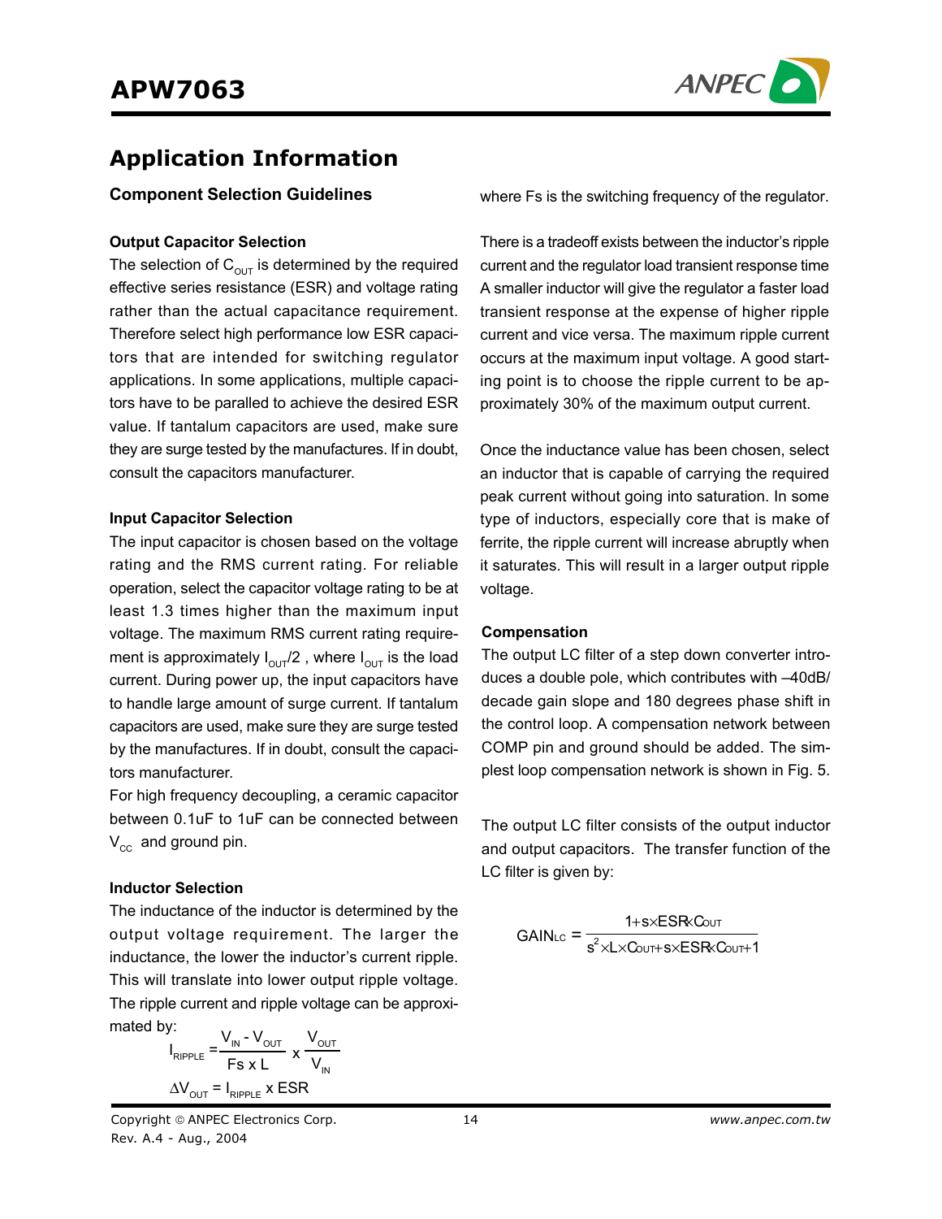## Application Information

### Component Selection Guidelines

**Output Capacitor Selection**

The selection of $C_{OUT}$ is determined by the required effective series resistance (ESR) and voltage rating rather than the actual capacitance requirement. Therefore select high performance low ESR capacitors that are intended for switching regulator applications. In some applications, multiple capacitors have to be paralleled to achieve the desired ESR value. If tantalum capacitors are used, make sure they are surge tested by the manufactures. If in doubt, consult the capacitors manufacturer.

**Input Capacitor Selection**

The input capacitor is chosen based on the voltage rating and the RMS current rating. For reliable operation, select the capacitor voltage rating to be at least 1.3 times higher than the maximum input voltage. The maximum RMS current rating requirement is approximately $I_{OUT}/2$ , where $I_{OUT}$ is the load current. During power up, the input capacitors have to handle large amount of surge current. If tantalum capacitors are used, make sure they are surge tested by the manufactures. If in doubt, consult the capacitors manufacturer.

For high frequency decoupling, a ceramic capacitor between 0.1uF to 1uF can be connected between $V_{CC}$ and ground pin.

**Inductor Selection**

The inductance of the inductor is determined by the output voltage requirement. The larger the inductance, the lower the inductor's current ripple. This will translate into lower output ripple voltage. The ripple current and ripple voltage can be approximated by:

$$I_{RIPPLE} = \frac{V_{IN} - V_{OUT}}{Fs \times L} \times \frac{V_{OUT}}{V_{IN}}$$

$$\Delta V_{OUT} = I_{RIPPLE} \times ESR$$

where Fs is the switching frequency of the regulator.

There is a tradeoff exists between the inductor's ripple current and the regulator load transient response time A smaller inductor will give the regulator a faster load transient response at the expense of higher ripple current and vice versa. The maximum ripple current occurs at the maximum input voltage. A good starting point is to choose the ripple current to be approximately 30% of the maximum output current.

Once the inductance value has been chosen, select an inductor that is capable of carrying the required peak current without going into saturation. In some type of inductors, especially core that is make of ferrite, the ripple current will increase abruptly when it saturates. This will result in a larger output ripple voltage.

**Compensation**

The output LC filter of a step down converter introduces a double pole, which contributes with –40dB/decade gain slope and 180 degrees phase shift in the control loop. A compensation network between COMP pin and ground should be added. The simplest loop compensation network is shown in Fig. 5.

The output LC filter consists of the output inductor and output capacitors. The transfer function of the LC filter is given by:

$$GAIN_{LC} = \frac{1 + s \times ESR \times C_{OUT}}{s^2 \times L \times C_{OUT} + s \times ESR \times C_{OUT} + 1}$$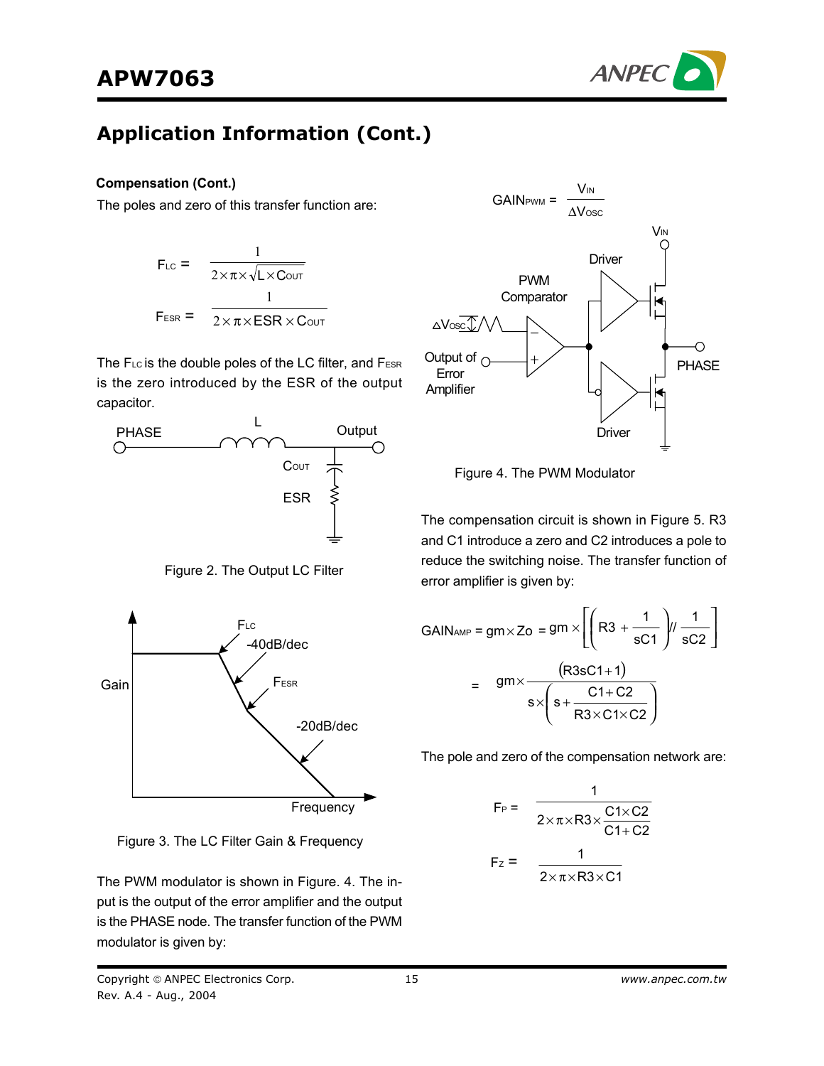## Application Information (Cont.)

**Compensation (Cont.)**

The poles and zero of this transfer function are:

$$F_{LC} = \frac{1}{2\times\pi\times\sqrt{L\times C_{OUT}}}$$

$$F_{ESR} = \frac{1}{2\times\pi\times ESR\times C_{OUT}}$$

The $F_{LC}$ is the double poles of the LC filter, and $F_{ESR}$ is the zero introduced by the ESR of the output capacitor.

Figure 2. The Output LC Filter

Figure 3. The LC Filter Gain & Frequency

The PWM modulator is shown in Figure. 4. The input is the output of the error amplifier and the output is the PHASE node. The transfer function of the PWM modulator is given by:

$$GAIN_{PWM} = \frac{V_{IN}}{\Delta V_{OSC}}$$

Figure 4. The PWM Modulator

The compensation circuit is shown in Figure 5. R3 and C1 introduce a zero and C2 introduces a pole to reduce the switching noise. The transfer function of error amplifier is given by:

$$GAIN_{AMP} = gm\times Zo = gm\times\left[\left(R3+\frac{1}{sC1}\right)//\frac{1}{sC2}\right]$$

$$= gm\times\frac{(R3sC1+1)}{s\times\left(s+\frac{C1+C2}{R3\times C1\times C2}\right)}$$

The pole and zero of the compensation network are:

$$F_P = \frac{1}{2\times\pi\times R3\times\frac{C1\times C2}{C1+C2}}$$

$$F_Z = \frac{1}{2\times\pi\times R3\times C1}$$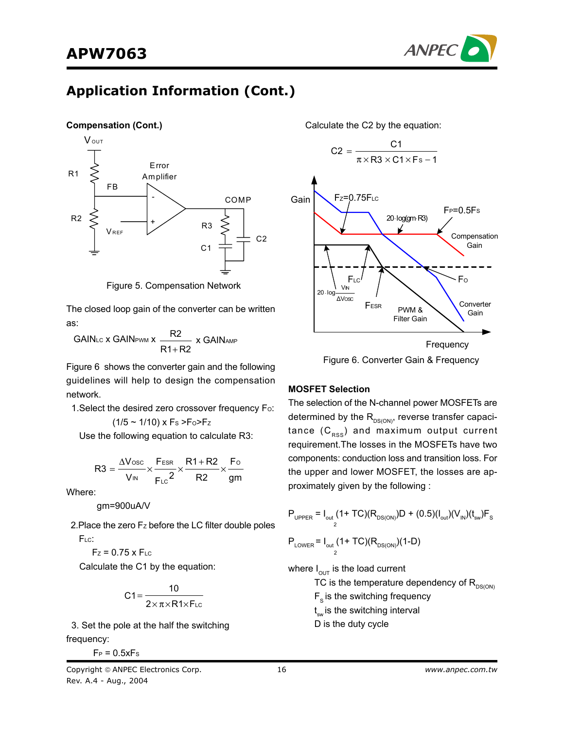## Application Information (Cont.)

### Compensation (Cont.)

Figure 5. Compensation Network

The closed loop gain of the converter can be written as:

$$GAIN_{LC} \times GAIN_{PWM} \times \frac{R2}{R1+R2} \times GAIN_{AMP}$$

Figure 6 shows the converter gain and the following guidelines will help to design the compensation network.

1. Select the desired zero crossover frequency $F_O$:

   $(1/5 \sim 1/10) \times F_S > F_O > F_Z$

   Use the following equation to calculate R3:

$$R3 = \frac{\Delta V_{OSC}}{V_{IN}} \times \frac{F_{ESR}}{F_{LC}^2} \times \frac{R1+R2}{R2} \times \frac{F_O}{gm}$$

Where:

gm=900uA/V

2. Place the zero $F_Z$ before the LC filter double poles $F_{LC}$:

   $F_Z = 0.75 \times F_{LC}$

   Calculate the C1 by the equation:

$$C1 = \frac{10}{2 \times \pi \times R1 \times F_{LC}}$$

3. Set the pole at the half the switching frequency:

   $F_P = 0.5 \times F_S$

Calculate the C2 by the equation:

$$C2 = \frac{C1}{\pi \times R3 \times C1 \times F_S - 1}$$

Figure 6. Converter Gain & Frequency

### MOSFET Selection

The selection of the N-channel power MOSFETs are determined by the $R_{DS(ON)}$, reverse transfer capacitance ($C_{RSS}$) and maximum output current requirement. The losses in the MOSFETs have two components: conduction loss and transition loss. For the upper and lower MOSFET, the losses are approximately given by the following :

$$P_{UPPER} = I_{out}^2 (1+ TC)(R_{DS(ON)})D + (0.5)(I_{out})(V_{IN})(t_{sw})F_S$$

$$P_{LOWER} = I_{out}^2 (1+ TC)(R_{DS(ON)})(1-D)$$

where $I_{OUT}$ is the load current

TC is the temperature dependency of $R_{DS(ON)}$

$F_S$ is the switching frequency

$t_{sw}$ is the switching interval

D is the duty cycle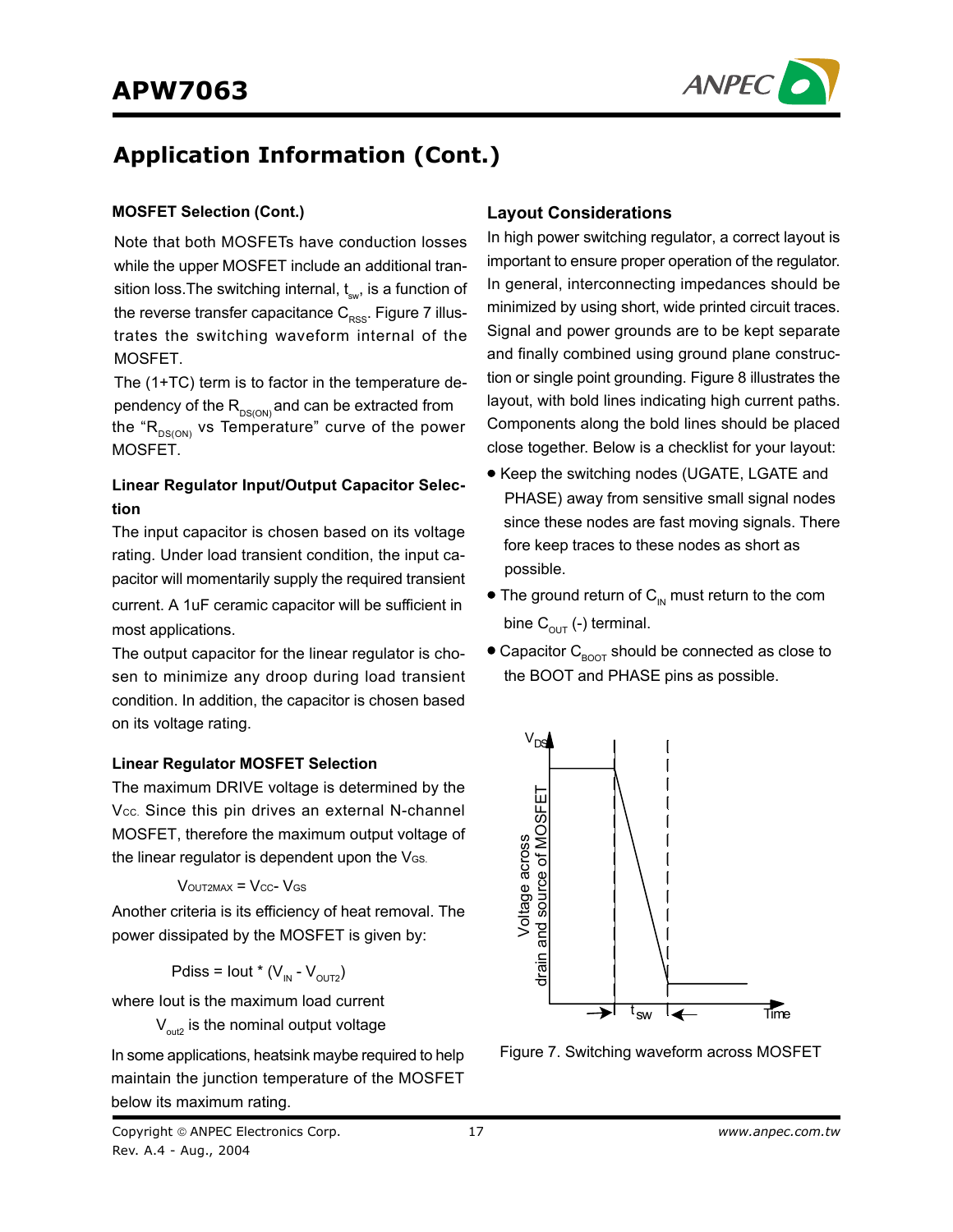## Application Information (Cont.)

### MOSFET Selection (Cont.)

Note that both MOSFETs have conduction losses while the upper MOSFET include an additional transition loss.The switching internal, $t_{sw}$, is a function of the reverse transfer capacitance $C_{RSS}$. Figure 7 illustrates the switching waveform internal of the MOSFET.

The (1+TC) term is to factor in the temperature dependency of the $R_{DS(ON)}$ and can be extracted from the "$R_{DS(ON)}$ vs Temperature" curve of the power MOSFET.

### Linear Regulator Input/Output Capacitor Selection

The input capacitor is chosen based on its voltage rating. Under load transient condition, the input capacitor will momentarily supply the required transient current. A 1uF ceramic capacitor will be sufficient in most applications.

The output capacitor for the linear regulator is chosen to minimize any droop during load transient condition. In addition, the capacitor is chosen based on its voltage rating.

### Linear Regulator MOSFET Selection

The maximum DRIVE voltage is determined by the $V_{CC}$. Since this pin drives an external N-channel MOSFET, therefore the maximum output voltage of the linear regulator is dependent upon the $V_{GS}$.

$$V_{OUT2MAX} = V_{CC} - V_{GS}$$

Another criteria is its efficiency of heat removal. The power dissipated by the MOSFET is given by:

$$Pdiss = Iout * (V_{IN} - V_{OUT2})$$

where Iout is the maximum load current

$V_{out2}$ is the nominal output voltage

In some applications, heatsink maybe required to help maintain the junction temperature of the MOSFET below its maximum rating.

### Layout Considerations

In high power switching regulator, a correct layout is important to ensure proper operation of the regulator. In general, interconnecting impedances should be minimized by using short, wide printed circuit traces. Signal and power grounds are to be kept separate and finally combined using ground plane construction or single point grounding. Figure 8 illustrates the layout, with bold lines indicating high current paths. Components along the bold lines should be placed close together. Below is a checklist for your layout:

- Keep the switching nodes (UGATE, LGATE and PHASE) away from sensitive small signal nodes since these nodes are fast moving signals. There fore keep traces to these nodes as short as possible.
- The ground return of $C_{IN}$ must return to the com bine $C_{OUT}$ (-) terminal.
- Capacitor $C_{BOOT}$ should be connected as close to the BOOT and PHASE pins as possible.

Figure 7. Switching waveform across MOSFET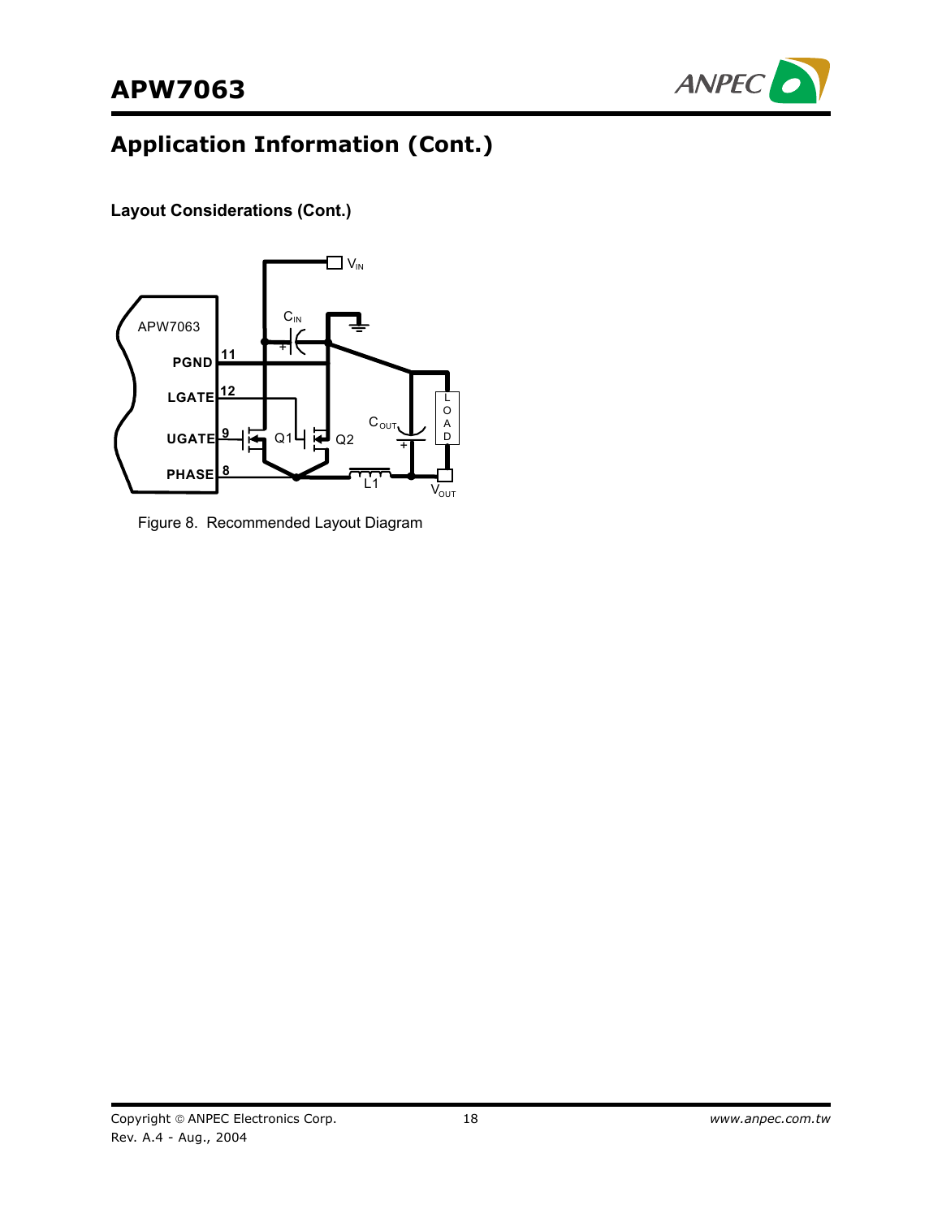## Application Information (Cont.)

### Layout Considerations (Cont.)

Figure 8.  Recommended Layout Diagram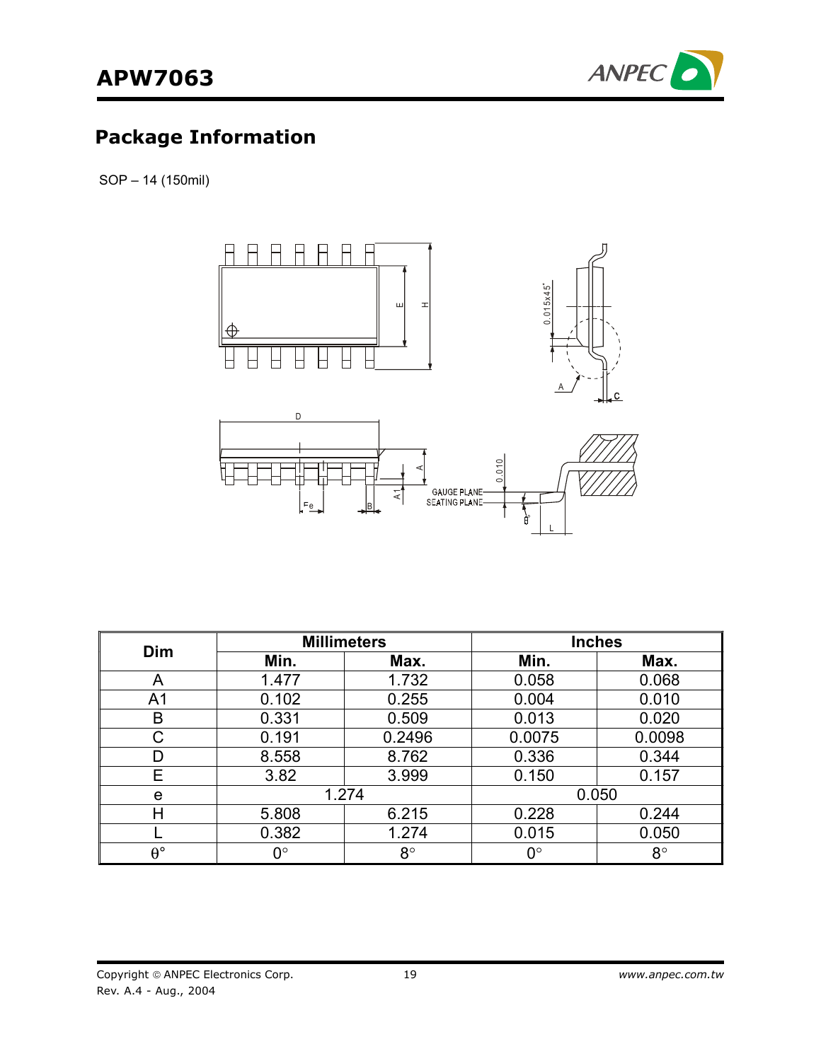## Package Information

SOP – 14 (150mil)

| Dim | Millimeters | | Inches | |
|---|---|---|---|---|
| | Min. | Max. | Min. | Max. |
| A | 1.477 | 1.732 | 0.058 | 0.068 |
| A1 | 0.102 | 0.255 | 0.004 | 0.010 |
| B | 0.331 | 0.509 | 0.013 | 0.020 |
| C | 0.191 | 0.2496 | 0.0075 | 0.0098 |
| D | 8.558 | 8.762 | 0.336 | 0.344 |
| E | 3.82 | 3.999 | 0.150 | 0.157 |
| e | 1.274 | | 0.050 | |
| H | 5.808 | 6.215 | 0.228 | 0.244 |
| L | 0.382 | 1.274 | 0.015 | 0.050 |
| θ° | 0° | 8° | 0° | 8° |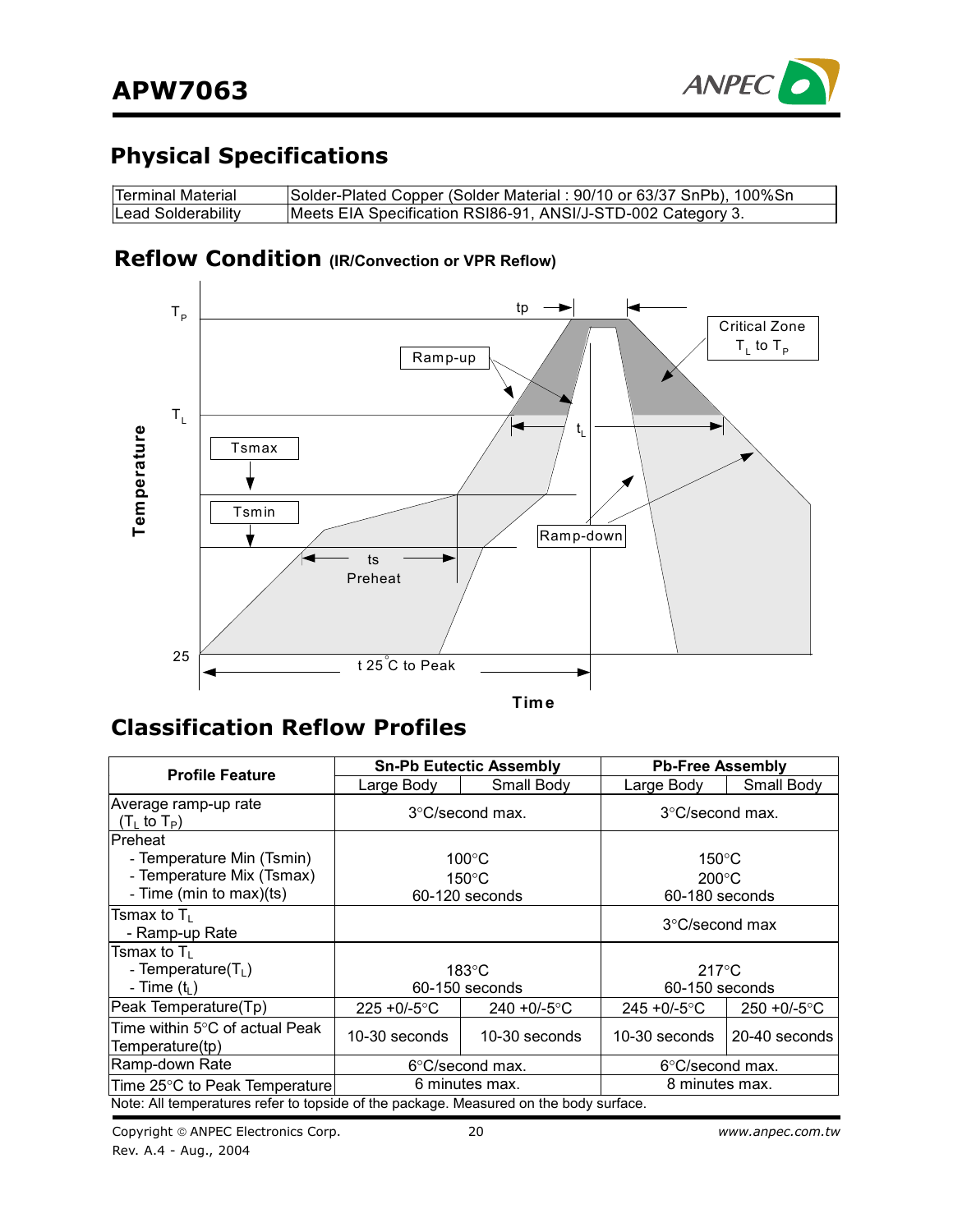## Physical Specifications

| Terminal Material | Solder-Plated Copper (Solder Material : 90/10 or 63/37 SnPb), 100%Sn |
|---|---|
| Lead Solderability | Meets EIA Specification RSI86-91, ANSI/J-STD-002 Category 3. |

## Reflow Condition (IR/Convection or VPR Reflow)

$T_P$

tp

Critical Zone $T_L$ to $T_P$

Ramp-up

$T_L$

$t_L$

Tsmax

Tsmin

Ramp-down

ts Preheat

25

t 25°C to Peak

Temperature

Time

## Classification Reflow Profiles

| Profile Feature | Sn-Pb Eutectic Assembly | | Pb-Free Assembly | |
|---|---|---|---|---|
| | Large Body | Small Body | Large Body | Small Body |
| Average ramp-up rate ($T_L$ to $T_P$) | 3°C/second max. | | 3°C/second max. | |
| Preheat<br>- Temperature Min (Tsmin)<br>- Temperature Mix (Tsmax)<br>- Time (min to max)(ts) | 100°C<br>150°C<br>60-120 seconds | | 150°C<br>200°C<br>60-180 seconds | |
| Tsmax to $T_L$<br>- Ramp-up Rate | | | 3°C/second max | |
| Tsmax to $T_L$<br>- Temperature($T_L$)<br>- Time ($t_L$) | 183°C<br>60-150 seconds | | 217°C<br>60-150 seconds | |
| Peak Temperature(Tp) | 225 +0/-5°C | 240 +0/-5°C | 245 +0/-5°C | 250 +0/-5°C |
| Time within 5°C of actual Peak Temperature(tp) | 10-30 seconds | 10-30 seconds | 10-30 seconds | 20-40 seconds |
| Ramp-down Rate | 6°C/second max. | | 6°C/second max. | |
| Time 25°C to Peak Temperature | 6 minutes max. | | 8 minutes max. | |

Note: All temperatures refer to topside of the package. Measured on the body surface.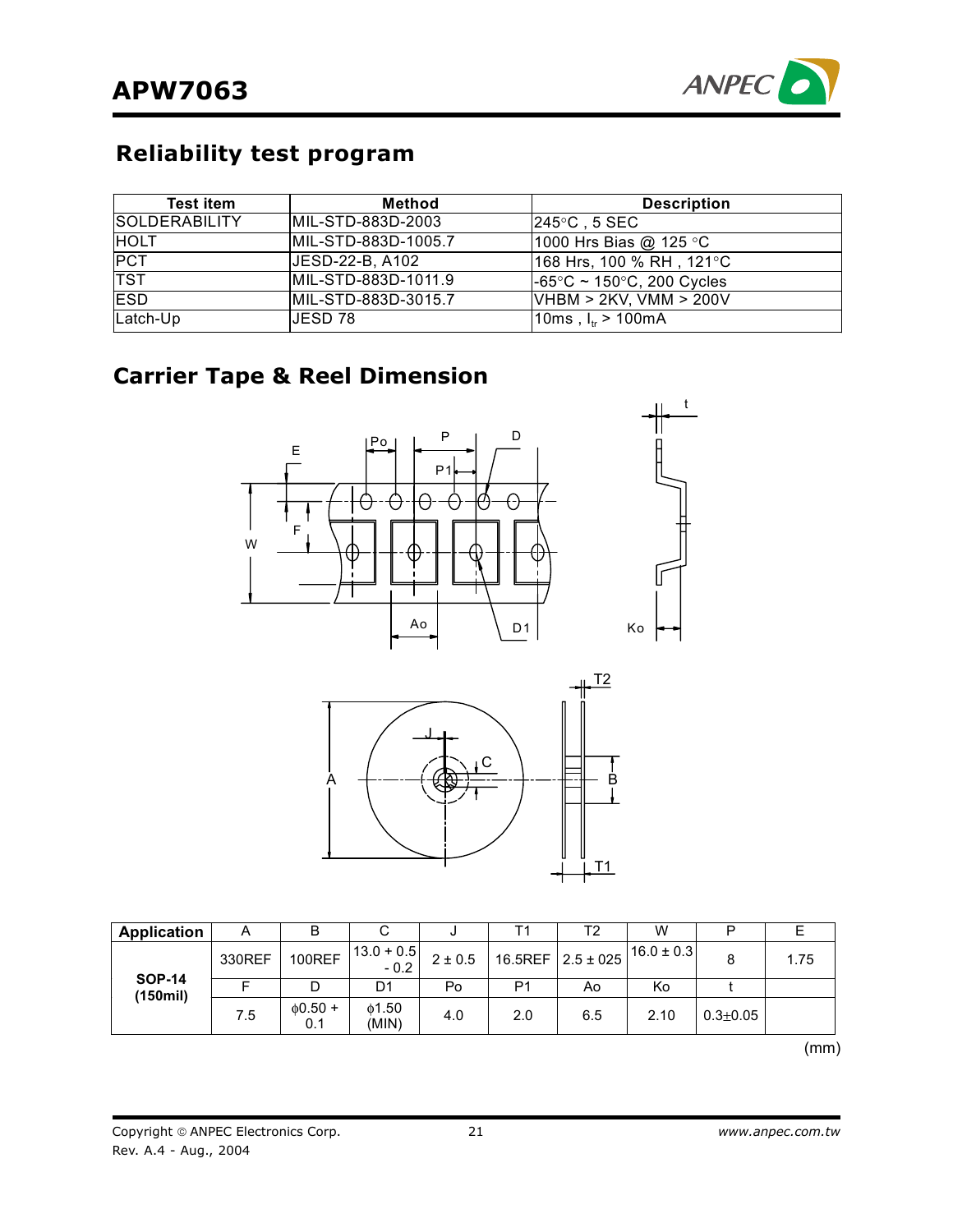## Reliability test program

| Test item | Method | Description |
|---|---|---|
| SOLDERABILITY | MIL-STD-883D-2003 | 245°C , 5 SEC |
| HOLT | MIL-STD-883D-1005.7 | 1000 Hrs Bias @ 125 °C |
| PCT | JESD-22-B, A102 | 168 Hrs, 100 % RH , 121°C |
| TST | MIL-STD-883D-1011.9 | -65°C ~ 150°C, 200 Cycles |
| ESD | MIL-STD-883D-3015.7 | VHBM > 2KV, VMM > 200V |
| Latch-Up | JESD 78 | 10ms , $I_{tr}$ > 100mA |

## Carrier Tape & Reel Dimension

| Application | A | B | C | J | T1 | T2 | W | P | E |
|---|---|---|---|---|---|---|---|---|---|
| SOP-14 (150mil) | 330REF | 100REF | 13.0 + 0.5 - 0.2 | 2 ± 0.5 | 16.5REF | 2.5 ± 025 | 16.0 ± 0.3 | 8 | 1.75 |
| | F | D | D1 | Po | P1 | Ao | Ko | t | |
| | 7.5 | φ0.50 + 0.1 | φ1.50 (MIN) | 4.0 | 2.0 | 6.5 | 2.10 | 0.3±0.05 | |

(mm)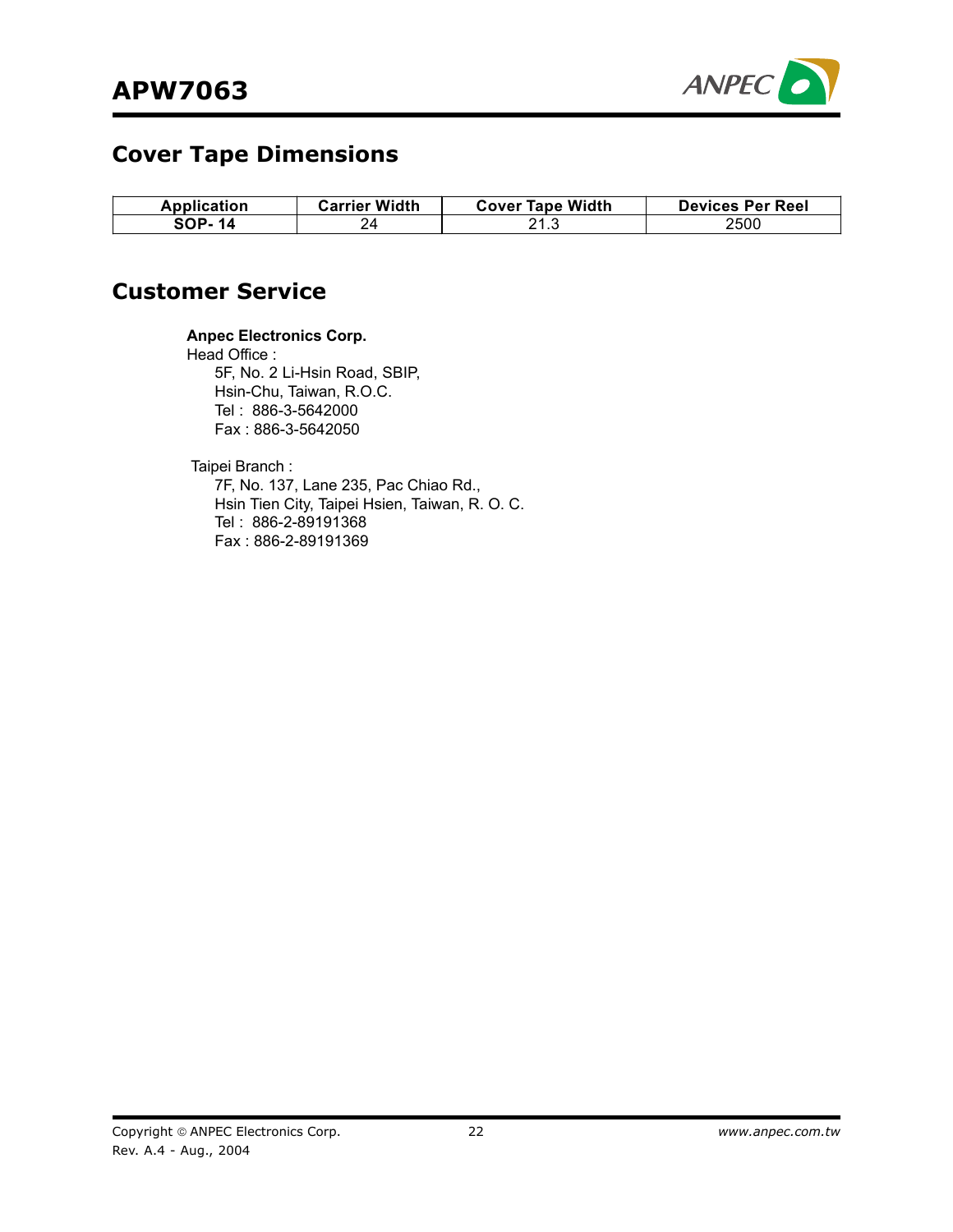## Cover Tape Dimensions

| Application | Carrier Width | Cover Tape Width | Devices Per Reel |
|---|---|---|---|
| **SOP- 14** | 24 | 21.3 | 2500 |

## Customer Service

**Anpec Electronics Corp.**

Head Office :

5F, No. 2 Li-Hsin Road, SBIP,
Hsin-Chu, Taiwan, R.O.C.
Tel : 886-3-5642000
Fax : 886-3-5642050

Taipei Branch :

7F, No. 137, Lane 235, Pac Chiao Rd.,
Hsin Tien City, Taipei Hsien, Taiwan, R. O. C.
Tel : 886-2-89191368
Fax : 886-2-89191369